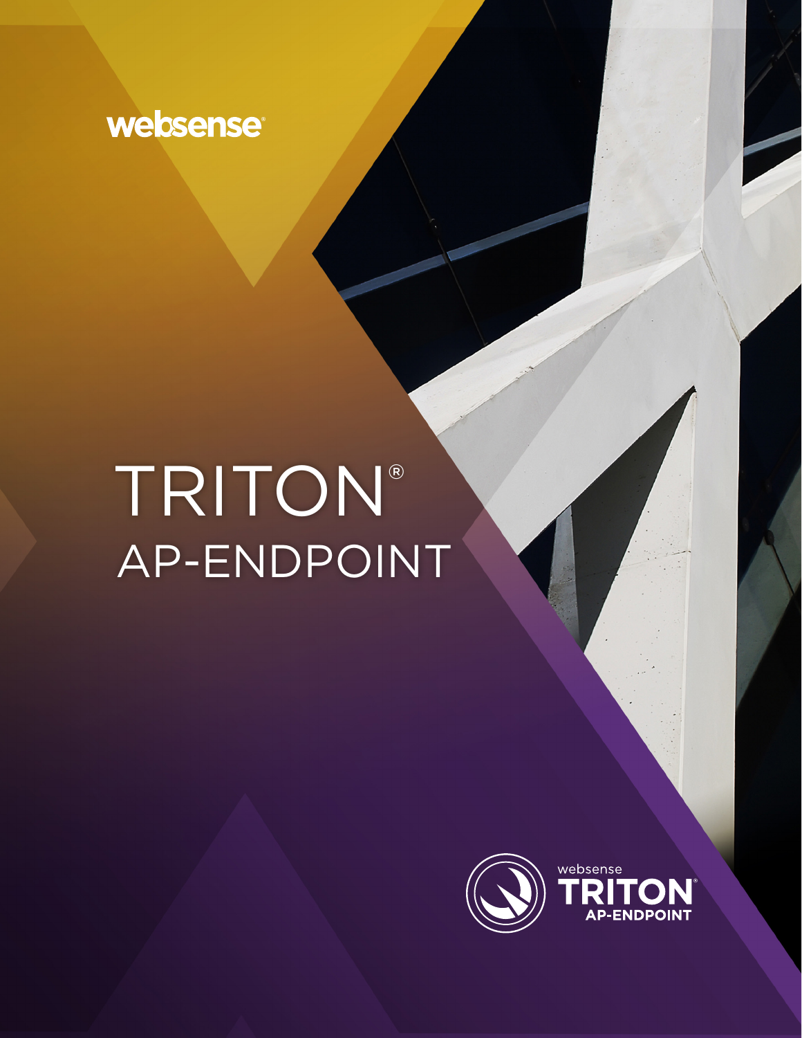websense®

# TRITON®
# AP-ENDPOINT

websense
TRITON®
AP-ENDPOINT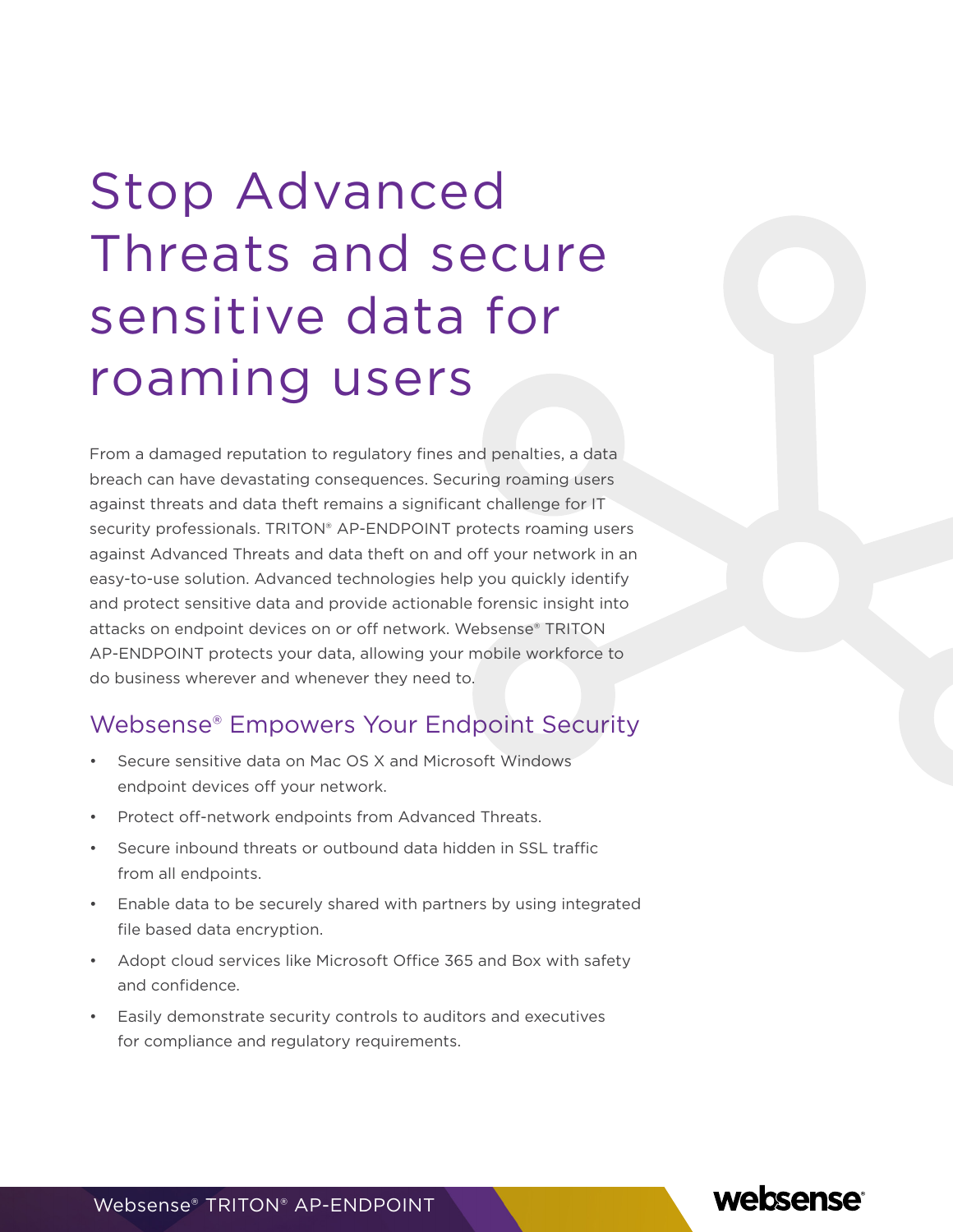# Stop Advanced Threats and secure sensitive data for roaming users

From a damaged reputation to regulatory fines and penalties, a data breach can have devastating consequences. Securing roaming users against threats and data theft remains a significant challenge for IT security professionals. TRITON® AP-ENDPOINT protects roaming users against Advanced Threats and data theft on and off your network in an easy-to-use solution. Advanced technologies help you quickly identify and protect sensitive data and provide actionable forensic insight into attacks on endpoint devices on or off network. Websense® TRITON AP-ENDPOINT protects your data, allowing your mobile workforce to do business wherever and whenever they need to.

## Websense® Empowers Your Endpoint Security

- Secure sensitive data on Mac OS X and Microsoft Windows endpoint devices off your network.
- Protect off-network endpoints from Advanced Threats.
- Secure inbound threats or outbound data hidden in SSL traffic from all endpoints.
- Enable data to be securely shared with partners by using integrated file based data encryption.
- Adopt cloud services like Microsoft Office 365 and Box with safety and confidence.
- Easily demonstrate security controls to auditors and executives for compliance and regulatory requirements.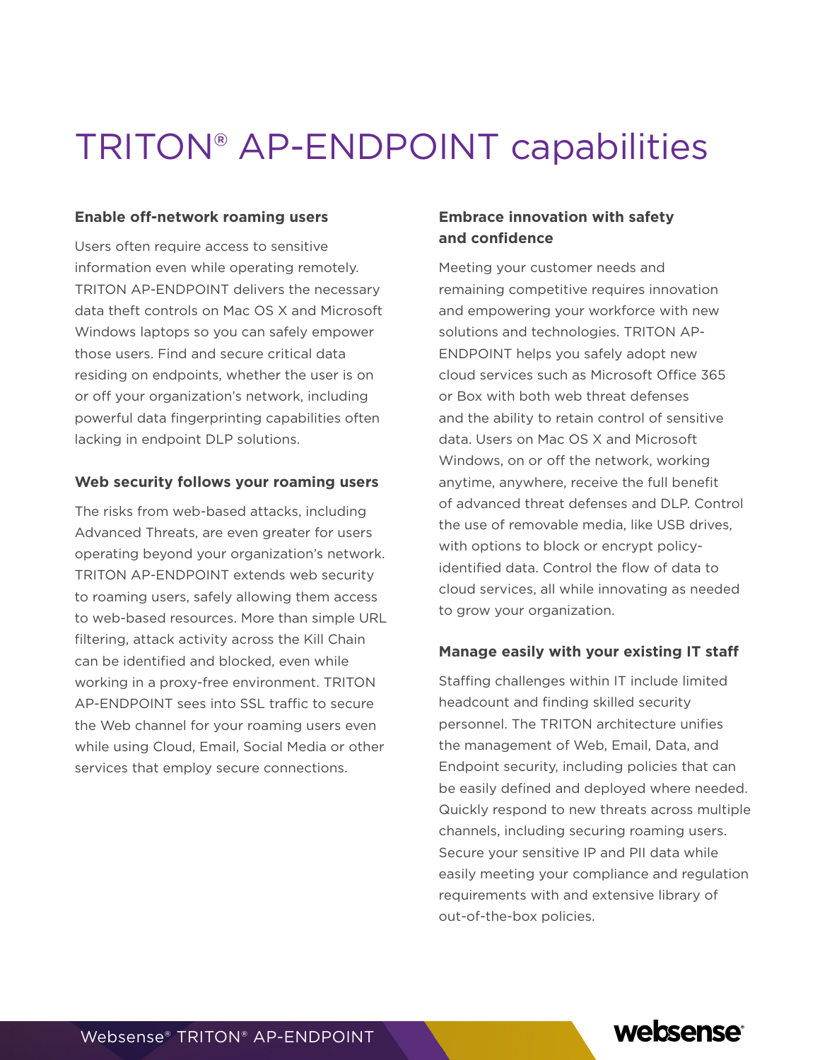# TRITON® AP-ENDPOINT capabilities

### Enable off-network roaming users

Users often require access to sensitive information even while operating remotely. TRITON AP-ENDPOINT delivers the necessary data theft controls on Mac OS X and Microsoft Windows laptops so you can safely empower those users. Find and secure critical data residing on endpoints, whether the user is on or off your organization's network, including powerful data fingerprinting capabilities often lacking in endpoint DLP solutions.

### Web security follows your roaming users

The risks from web-based attacks, including Advanced Threats, are even greater for users operating beyond your organization's network. TRITON AP-ENDPOINT extends web security to roaming users, safely allowing them access to web-based resources. More than simple URL filtering, attack activity across the Kill Chain can be identified and blocked, even while working in a proxy-free environment. TRITON AP-ENDPOINT sees into SSL traffic to secure the Web channel for your roaming users even while using Cloud, Email, Social Media or other services that employ secure connections.

### Embrace innovation with safety and confidence

Meeting your customer needs and remaining competitive requires innovation and empowering your workforce with new solutions and technologies. TRITON AP-ENDPOINT helps you safely adopt new cloud services such as Microsoft Office 365 or Box with both web threat defenses and the ability to retain control of sensitive data. Users on Mac OS X and Microsoft Windows, on or off the network, working anytime, anywhere, receive the full benefit of advanced threat defenses and DLP. Control the use of removable media, like USB drives, with options to block or encrypt policy-identified data. Control the flow of data to cloud services, all while innovating as needed to grow your organization.

### Manage easily with your existing IT staff

Staffing challenges within IT include limited headcount and finding skilled security personnel. The TRITON architecture unifies the management of Web, Email, Data, and Endpoint security, including policies that can be easily defined and deployed where needed. Quickly respond to new threats across multiple channels, including securing roaming users. Secure your sensitive IP and PII data while easily meeting your compliance and regulation requirements with and extensive library of out-of-the-box policies.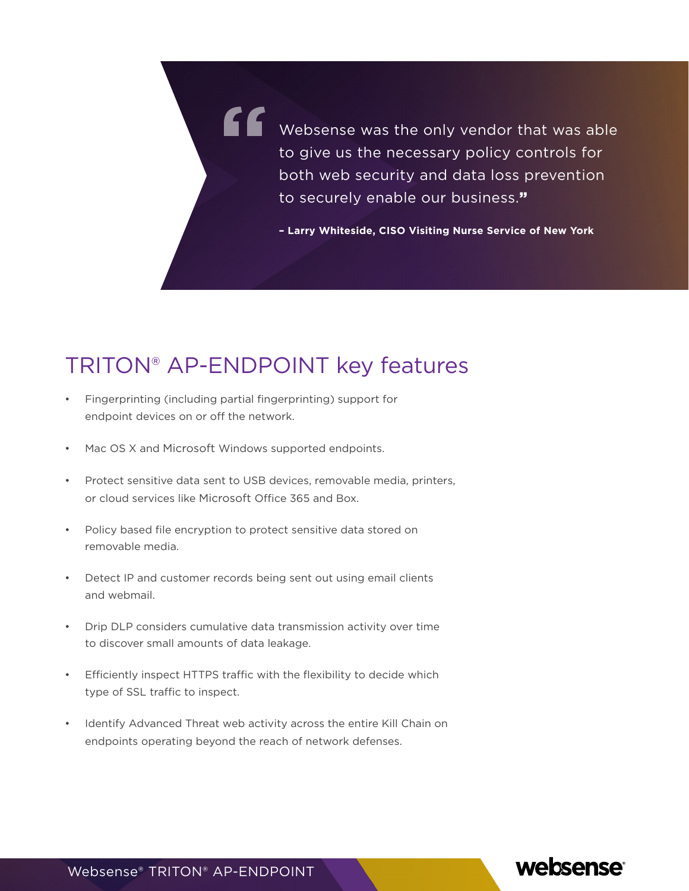> Websense was the only vendor that was able to give us the necessary policy controls for both web security and data loss prevention to securely enable our business.”
>
> **– Larry Whiteside, CISO Visiting Nurse Service of New York**

## TRITON® AP-ENDPOINT key features

- Fingerprinting (including partial fingerprinting) support for endpoint devices on or off the network.
- Mac OS X and Microsoft Windows supported endpoints.
- Protect sensitive data sent to USB devices, removable media, printers, or cloud services like Microsoft Office 365 and Box.
- Policy based file encryption to protect sensitive data stored on removable media.
- Detect IP and customer records being sent out using email clients and webmail.
- Drip DLP considers cumulative data transmission activity over time to discover small amounts of data leakage.
- Efficiently inspect HTTPS traffic with the flexibility to decide which type of SSL traffic to inspect.
- Identify Advanced Threat web activity across the entire Kill Chain on endpoints operating beyond the reach of network defenses.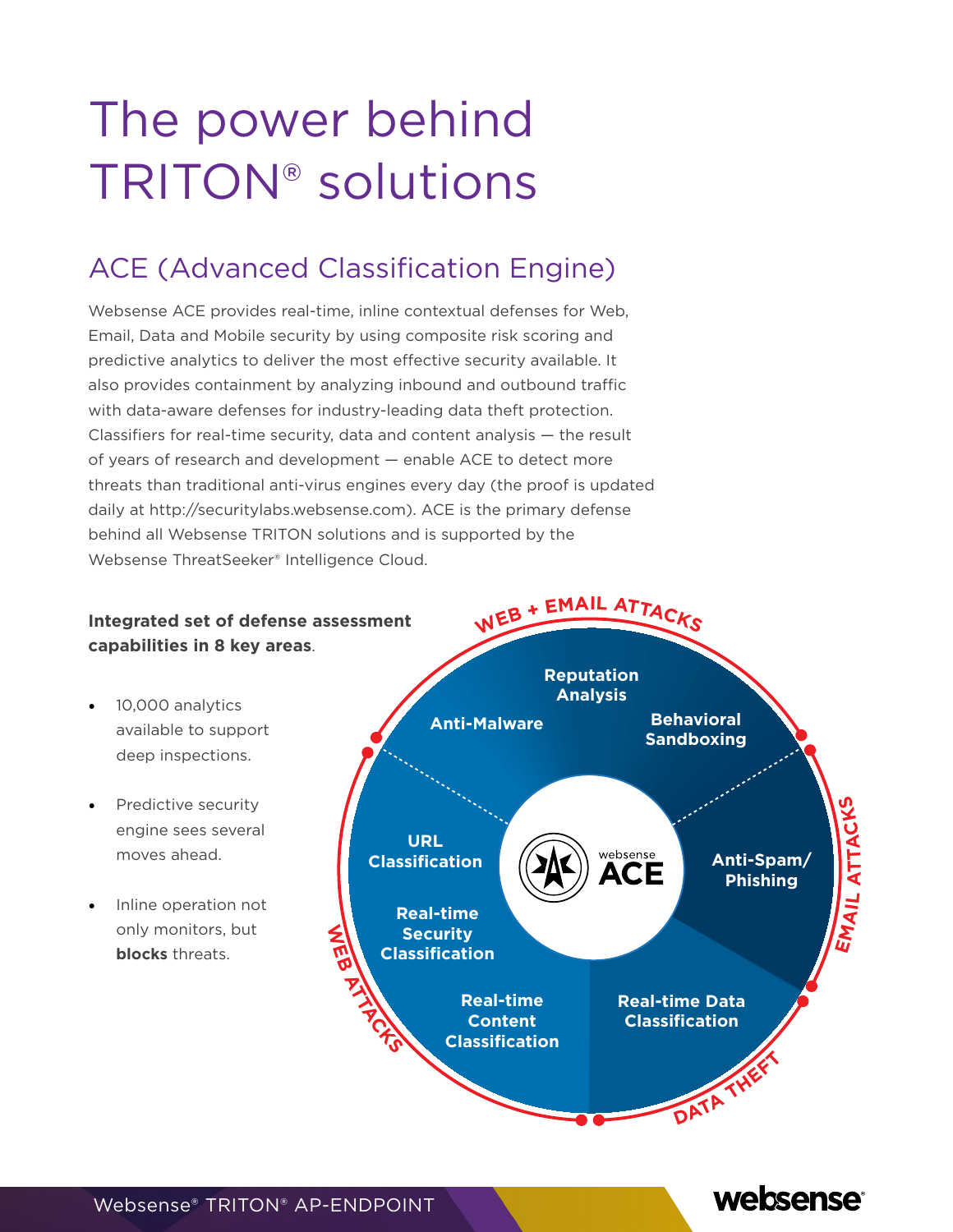# The power behind TRITON® solutions

## ACE (Advanced Classification Engine)

Websense ACE provides real-time, inline contextual defenses for Web, Email, Data and Mobile security by using composite risk scoring and predictive analytics to deliver the most effective security available. It also provides containment by analyzing inbound and outbound traffic with data-aware defenses for industry-leading data theft protection. Classifiers for real-time security, data and content analysis — the result of years of research and development — enable ACE to detect more threats than traditional anti-virus engines every day (the proof is updated daily at http://securitylabs.websense.com). ACE is the primary defense behind all Websense TRITON solutions and is supported by the Websense ThreatSeeker® Intelligence Cloud.

**Integrated set of defense assessment capabilities in 8 key areas**.

- 10,000 analytics available to support deep inspections.
- Predictive security engine sees several moves ahead.
- Inline operation not only monitors, but **blocks** threats.

WEB + EMAIL ATTACKS

Reputation Analysis

Anti-Malware

Behavioral Sandboxing

EMAIL ATTACKS

Anti-Spam/ Phishing

URL Classification

websense ACE

WEB ATTACKS

Real-time Security Classification

Real-time Content Classification

Real-time Data Classification

DATA THEFT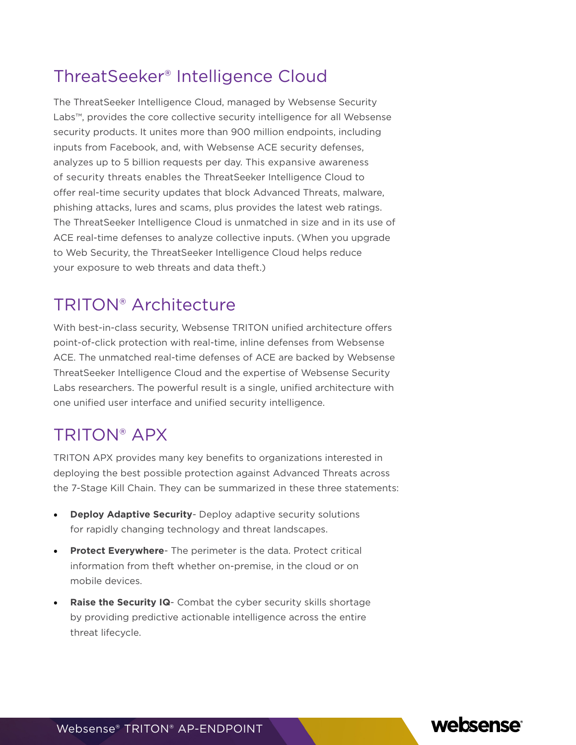## ThreatSeeker® Intelligence Cloud

The ThreatSeeker Intelligence Cloud, managed by Websense Security Labs™, provides the core collective security intelligence for all Websense security products. It unites more than 900 million endpoints, including inputs from Facebook, and, with Websense ACE security defenses, analyzes up to 5 billion requests per day. This expansive awareness of security threats enables the ThreatSeeker Intelligence Cloud to offer real-time security updates that block Advanced Threats, malware, phishing attacks, lures and scams, plus provides the latest web ratings. The ThreatSeeker Intelligence Cloud is unmatched in size and in its use of ACE real-time defenses to analyze collective inputs. (When you upgrade to Web Security, the ThreatSeeker Intelligence Cloud helps reduce your exposure to web threats and data theft.)

## TRITON® Architecture

With best-in-class security, Websense TRITON unified architecture offers point-of-click protection with real-time, inline defenses from Websense ACE. The unmatched real-time defenses of ACE are backed by Websense ThreatSeeker Intelligence Cloud and the expertise of Websense Security Labs researchers. The powerful result is a single, unified architecture with one unified user interface and unified security intelligence.

## TRITON® APX

TRITON APX provides many key benefits to organizations interested in deploying the best possible protection against Advanced Threats across the 7-Stage Kill Chain. They can be summarized in these three statements:

- **Deploy Adaptive Security**- Deploy adaptive security solutions for rapidly changing technology and threat landscapes.
- **Protect Everywhere**- The perimeter is the data. Protect critical information from theft whether on-premise, in the cloud or on mobile devices.
- **Raise the Security IQ**- Combat the cyber security skills shortage by providing predictive actionable intelligence across the entire threat lifecycle.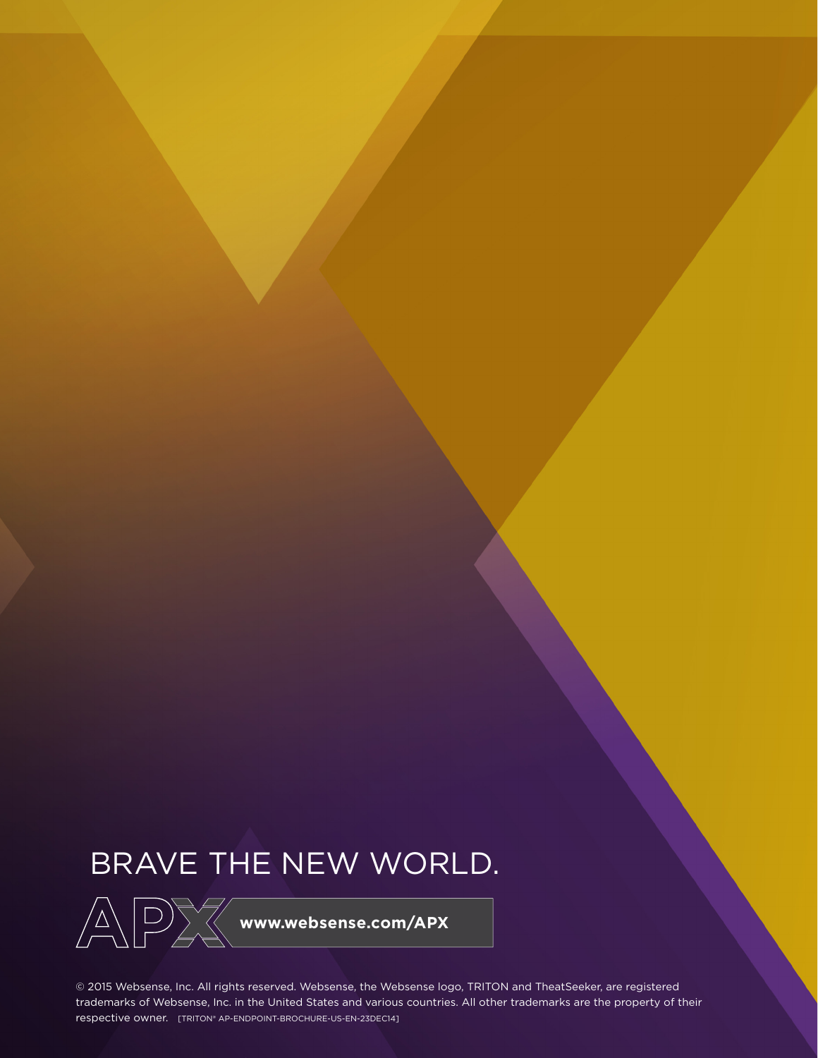BRAVE THE NEW WORLD.

APX www.websense.com/APX

© 2015 Websense, Inc. All rights reserved. Websense, the Websense logo, TRITON and TheatSeeker, are registered trademarks of Websense, Inc. in the United States and various countries. All other trademarks are the property of their respective owner. [TRITON® AP-ENDPOINT-BROCHURE-US-EN-23DEC14]